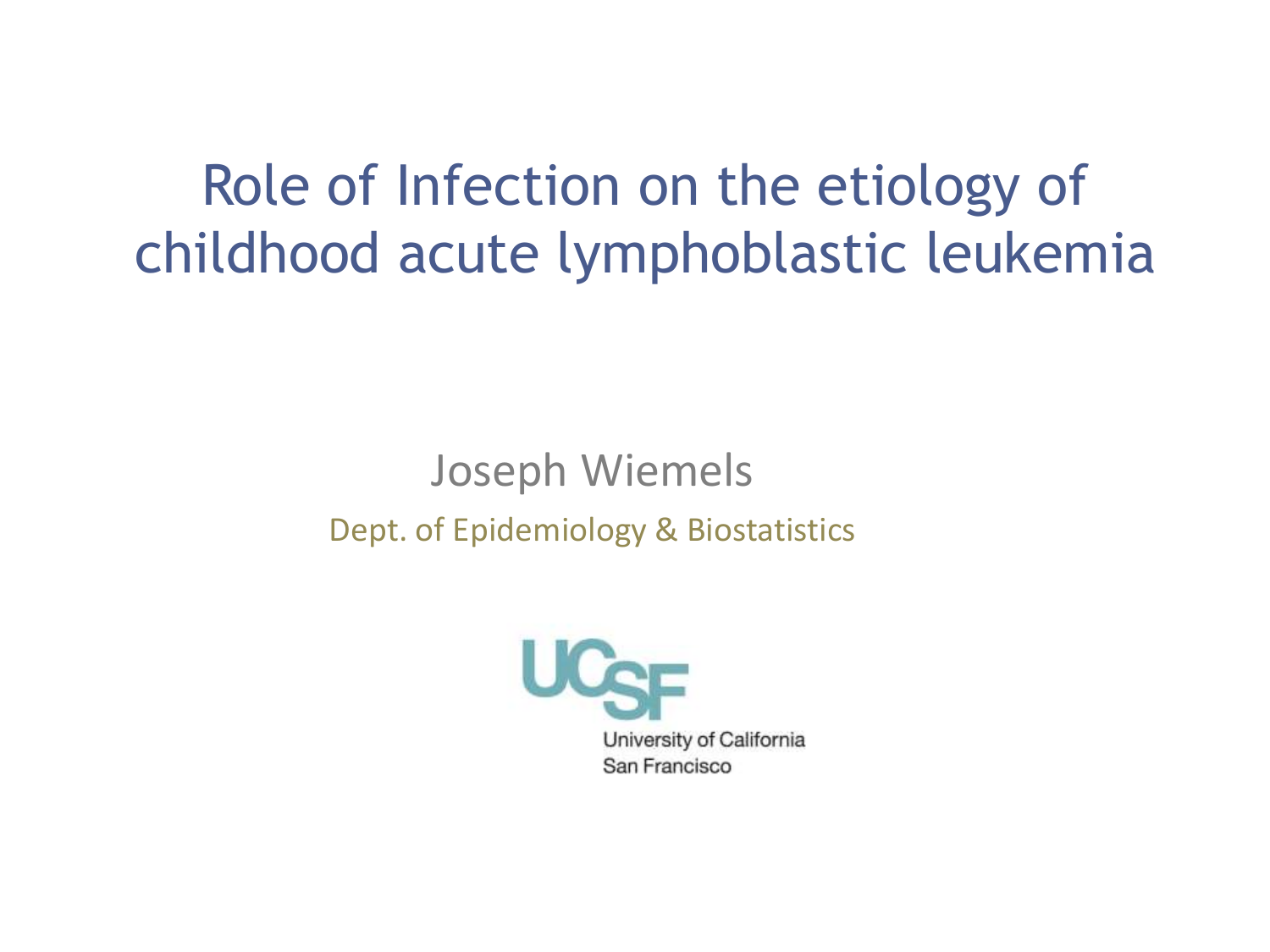# Role of Infection on the etiology of childhood acute lymphoblastic leukemia

Joseph Wiemels

Dept. of Epidemiology & Biostatistics

UCSF

University of California
San Francisco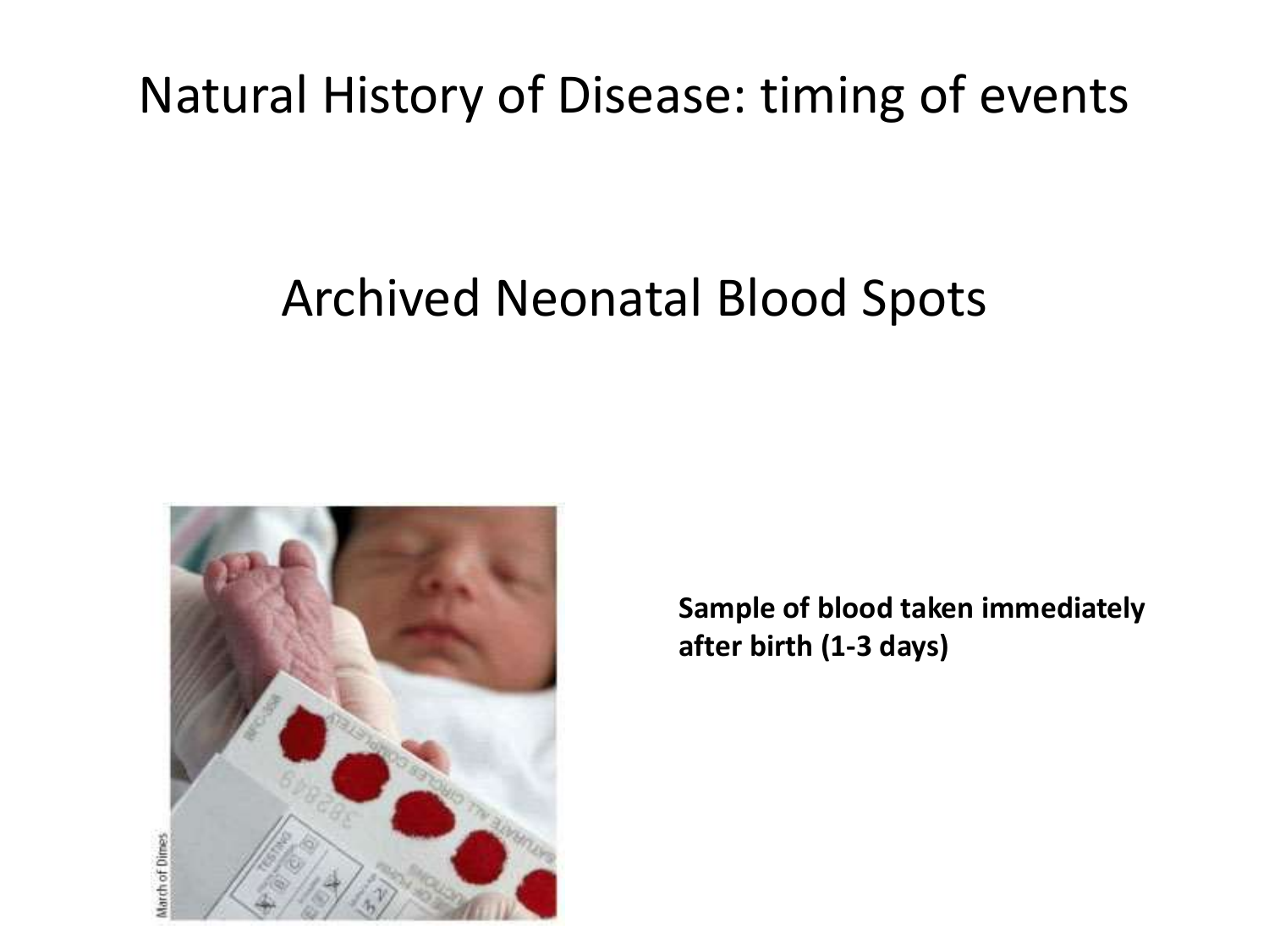# Natural History of Disease: timing of events

## Archived Neonatal Blood Spots

**Sample of blood taken immediately after birth (1-3 days)**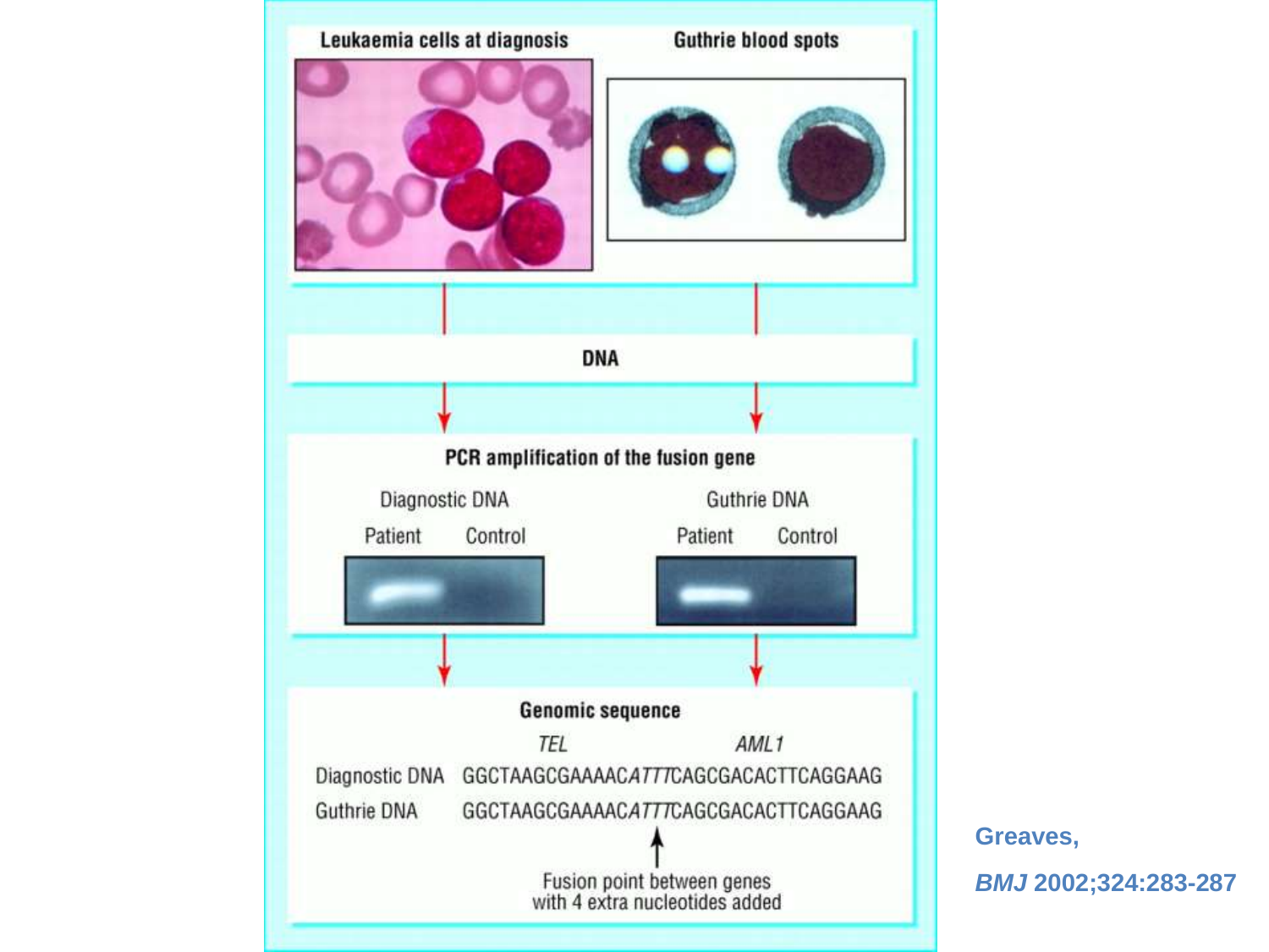## Leukaemia cells at diagnosis

## Guthrie blood spots

**DNA**

**PCR amplification of the fusion gene**

| Diagnostic DNA | | Guthrie DNA | |
|---|---|---|---|
| Patient | Control | Patient | Control |

**Genomic sequence**

| | *TEL* | *AML1* |
|---|---|---|
| Diagnostic DNA | GGCTAAGCGAAAAC*ATTT*CAGCGACACTTCAGGAAG | |
| Guthrie DNA | GGCTAAGCGAAAAC*ATTT*CAGCGACACTTCAGGAAG | |

Fusion point between genes with 4 extra nucleotides added

Greaves, *BMJ* 2002;324:283-287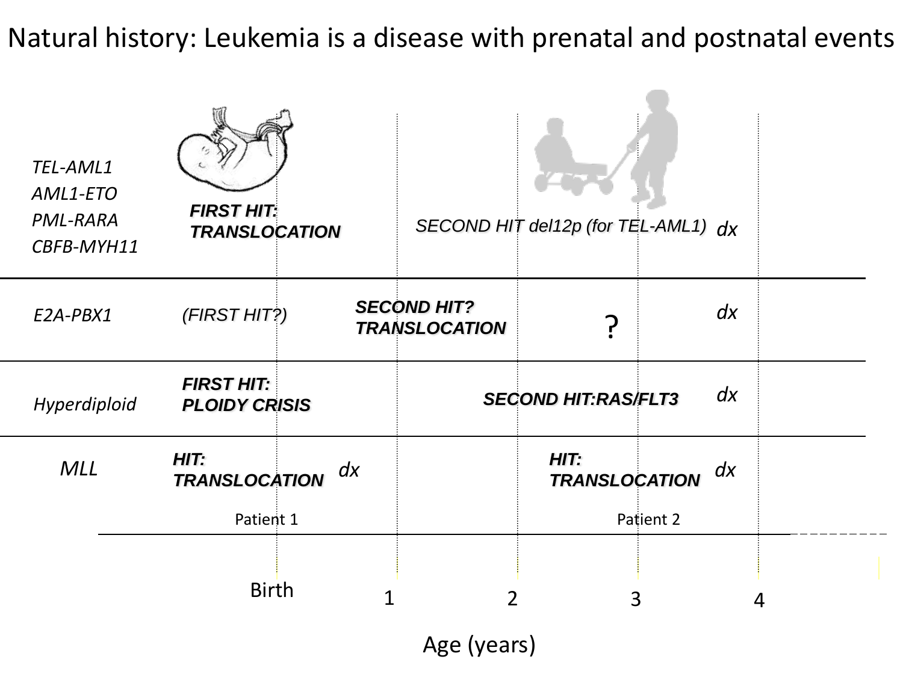# Natural history: Leukemia is a disease with prenatal and postnatal events

| | Prenatal / Birth | Postnatal | | Diagnosis |
|---|---|---|---|---|
| *TEL-AML1*, *AML1-ETO*, *PML-RARA*, *CBFB-MYH11* | **FIRST HIT: TRANSLOCATION** | SECOND HIT del12p (for TEL-AML1) | | dx |
| *E2A-PBX1* | (FIRST HIT?) | **SECOND HIT? TRANSLOCATION** | ? | dx |
| *Hyperdiploid* | **FIRST HIT: PLOIDY CRISIS** | **SECOND HIT: RAS/FLT3** | | dx |
| *MLL* | **HIT: TRANSLOCATION** dx (Patient 1) | **HIT: TRANSLOCATION** (Patient 2) | | dx |

Birth | 1 | 2 | 3 | 4

Age (years)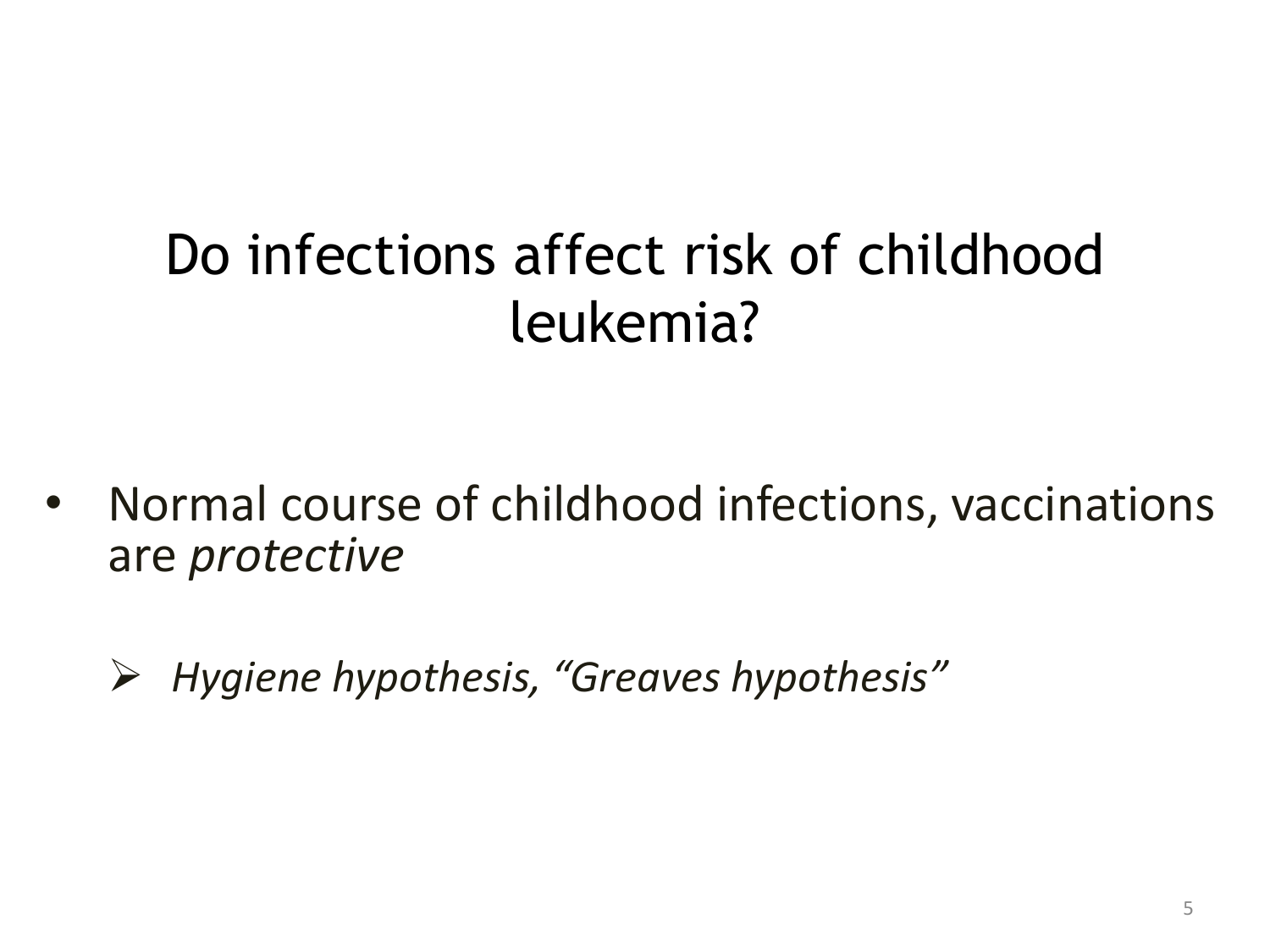# Do infections affect risk of childhood leukemia?

- Normal course of childhood infections, vaccinations are *protective*
  - *Hygiene hypothesis, “Greaves hypothesis”*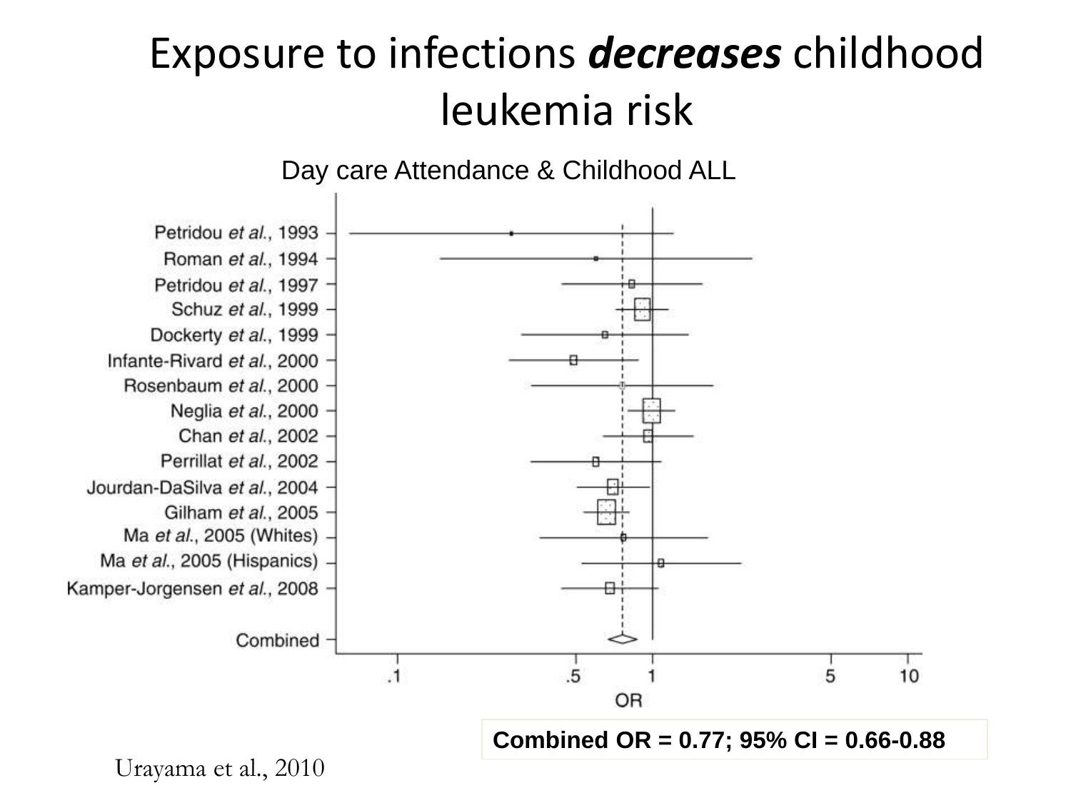# Exposure to infections ***decreases*** childhood leukemia risk

Day care Attendance & Childhood ALL

Petridou *et al.*, 1993
Roman *et al.*, 1994
Petridou *et al.*, 1997
Schuz *et al.*, 1999
Dockerty *et al.*, 1999
Infante-Rivard *et al.*, 2000
Rosenbaum *et al.*, 2000
Neglia *et al.*, 2000
Chan *et al.*, 2002
Perrillat *et al.*, 2002
Jourdan-DaSilva *et al.*, 2004
Gilham *et al.*, 2005
Ma *et al.*, 2005 (Whites)
Ma *et al.*, 2005 (Hispanics)
Kamper-Jorgensen *et al.*, 2008

Combined

.1 .5 1 5 10

OR

**Combined OR = 0.77; 95% CI = 0.66-0.88**

Urayama et al., 2010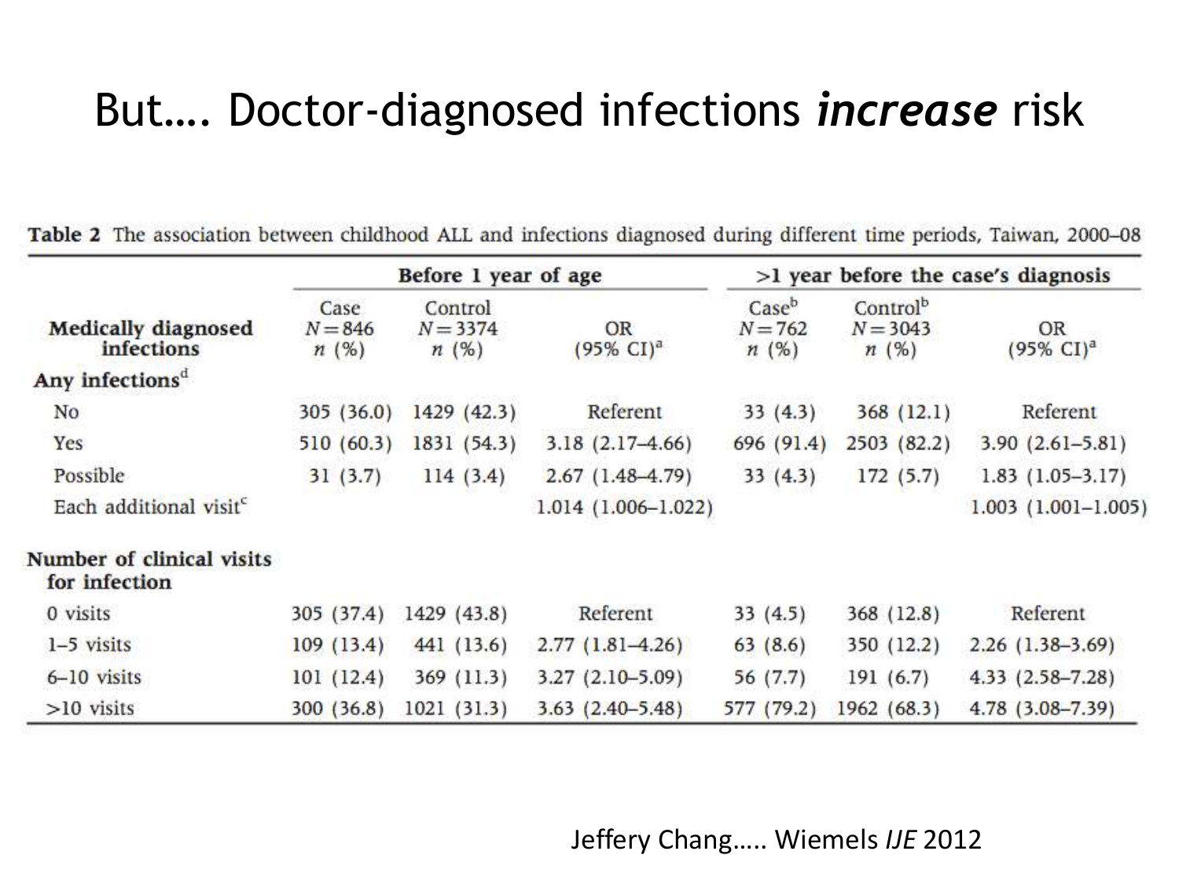# But…. Doctor-diagnosed infections *increase* risk

**Table 2** The association between childhood ALL and infections diagnosed during different time periods, Taiwan, 2000–08

| Medically diagnosed infections | Before 1 year of age | | | >1 year before the case's diagnosis | | |
|---|---|---|---|---|---|---|
| | Case $N = 846$ n (%) | Control $N = 3374$ n (%) | OR (95% CI)[a] | Case[b] $N = 762$ n (%) | Control[b] $N = 3043$ n (%) | OR (95% CI)[a] |
| **Any infections**[d] | | | | | | |
| No | 305 (36.0) | 1429 (42.3) | Referent | 33 (4.3) | 368 (12.1) | Referent |
| Yes | 510 (60.3) | 1831 (54.3) | 3.18 (2.17–4.66) | 696 (91.4) | 2503 (82.2) | 3.90 (2.61–5.81) |
| Possible | 31 (3.7) | 114 (3.4) | 2.67 (1.48–4.79) | 33 (4.3) | 172 (5.7) | 1.83 (1.05–3.17) |
| Each additional visit[c] | | | 1.014 (1.006–1.022) | | | 1.003 (1.001–1.005) |
| **Number of clinical visits for infection** | | | | | | |
| 0 visits | 305 (37.4) | 1429 (43.8) | Referent | 33 (4.5) | 368 (12.8) | Referent |
| 1–5 visits | 109 (13.4) | 441 (13.6) | 2.77 (1.81–4.26) | 63 (8.6) | 350 (12.2) | 2.26 (1.38–3.69) |
| 6–10 visits | 101 (12.4) | 369 (11.3) | 3.27 (2.10–5.09) | 56 (7.7) | 191 (6.7) | 4.33 (2.58–7.28) |
| >10 visits | 300 (36.8) | 1021 (31.3) | 3.63 (2.40–5.48) | 577 (79.2) | 1962 (68.3) | 4.78 (3.08–7.39) |

Jeffery Chang….. Wiemels *IJE* 2012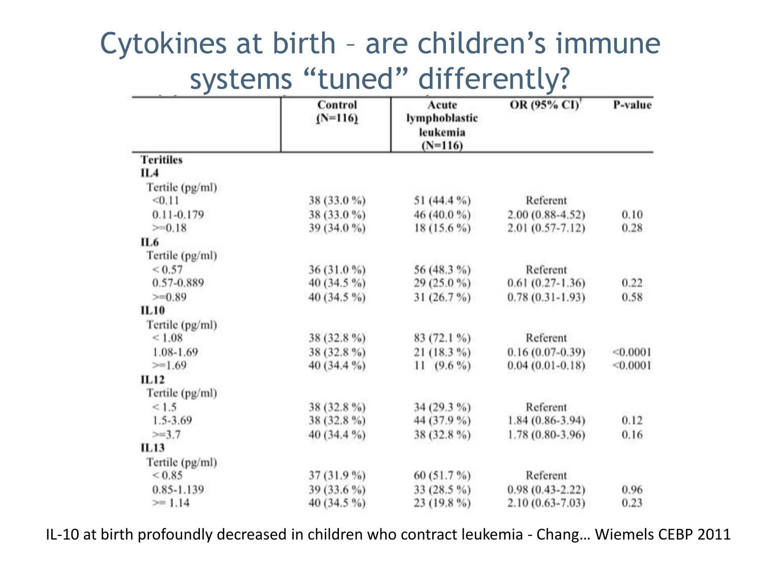# Cytokines at birth – are children's immune systems "tuned" differently?

| | Control (N=116) | Acute lymphoblastic leukemia (N=116) | OR (95% CI)[†] | P-value |
|---|---|---|---|---|
| **Teritiles** | | | | |
| **IL4** | | | | |
| Tertile (pg/ml) | | | | |
| <0.11 | 38 (33.0 %) | 51 (44.4 %) | Referent | |
| 0.11-0.179 | 38 (33.0 %) | 46 (40.0 %) | 2.00 (0.88-4.52) | 0.10 |
| >=0.18 | 39 (34.0 %) | 18 (15.6 %) | 2.01 (0.57-7.12) | 0.28 |
| **IL6** | | | | |
| Tertile (pg/ml) | | | | |
| < 0.57 | 36 (31.0 %) | 56 (48.3 %) | Referent | |
| 0.57-0.889 | 40 (34.5 %) | 29 (25.0 %) | 0.61 (0.27-1.36) | 0.22 |
| >=0.89 | 40 (34.5 %) | 31 (26.7 %) | 0.78 (0.31-1.93) | 0.58 |
| **IL10** | | | | |
| Tertile (pg/ml) | | | | |
| < 1.08 | 38 (32.8 %) | 83 (72.1 %) | Referent | |
| 1.08-1.69 | 38 (32.8 %) | 21 (18.3 %) | 0.16 (0.07-0.39) | <0.0001 |
| >=1.69 | 40 (34.4 %) | 11 (9.6 %) | 0.04 (0.01-0.18) | <0.0001 |
| **IL12** | | | | |
| Tertile (pg/ml) | | | | |
| < 1.5 | 38 (32.8 %) | 34 (29.3 %) | Referent | |
| 1.5-3.69 | 38 (32.8 %) | 44 (37.9 %) | 1.84 (0.86-3.94) | 0.12 |
| >=3.7 | 40 (34.4 %) | 38 (32.8 %) | 1.78 (0.80-3.96) | 0.16 |
| **IL13** | | | | |
| Tertile (pg/ml) | | | | |
| < 0.85 | 37 (31.9 %) | 60 (51.7 %) | Referent | |
| 0.85-1.139 | 39 (33.6 %) | 33 (28.5 %) | 0.98 (0.43-2.22) | 0.96 |
| >= 1.14 | 40 (34.5 %) | 23 (19.8 %) | 2.10 (0.63-7.03) | 0.23 |

IL-10 at birth profoundly decreased in children who contract leukemia - Chang… Wiemels CEBP 2011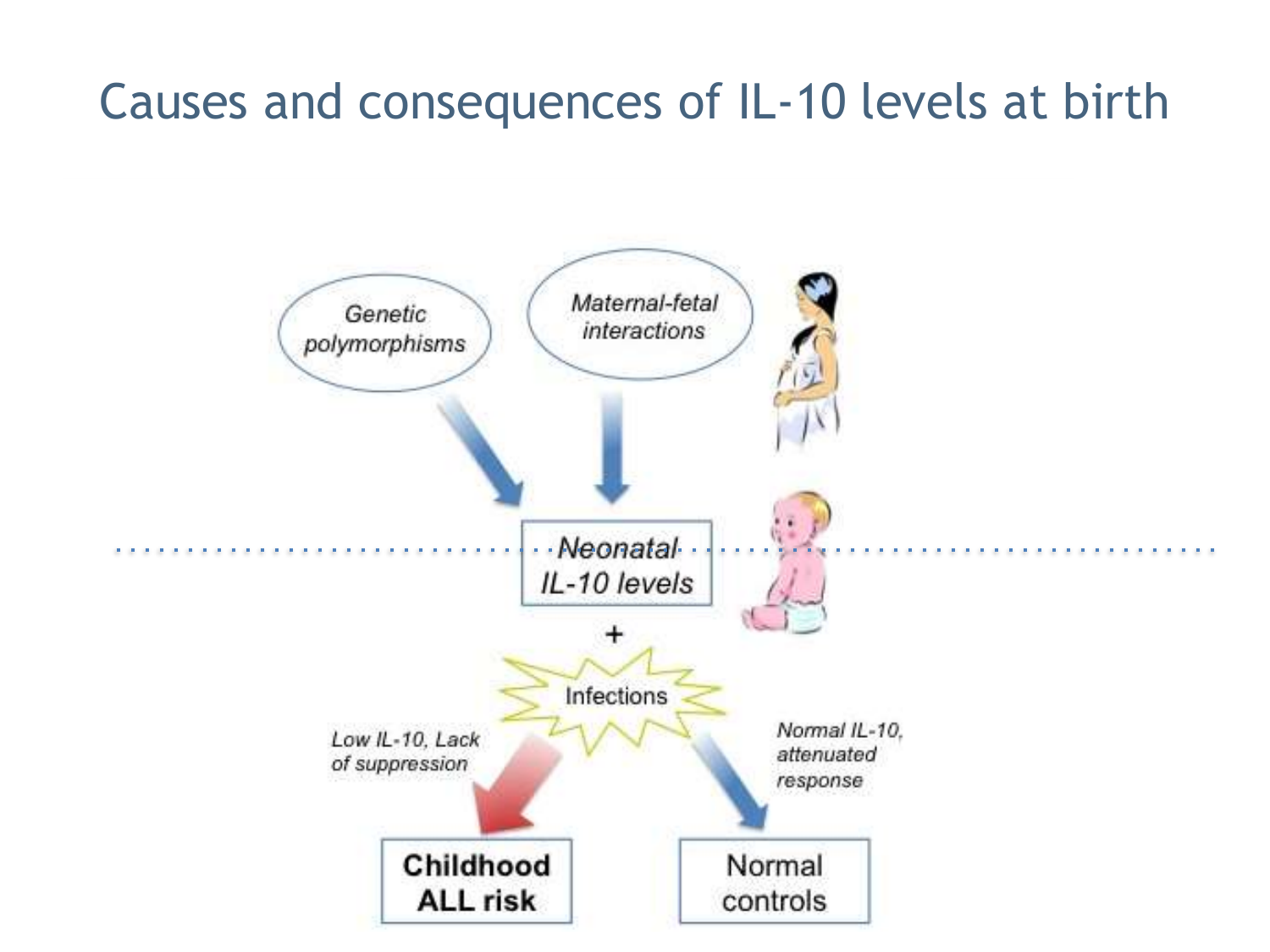# Causes and consequences of IL-10 levels at birth

*Genetic polymorphisms*

*Maternal-fetal interactions*

*Neonatal IL-10 levels*

+

Infections

*Low IL-10, Lack of suppression*

*Normal IL-10, attenuated response*

**Childhood ALL risk**

Normal controls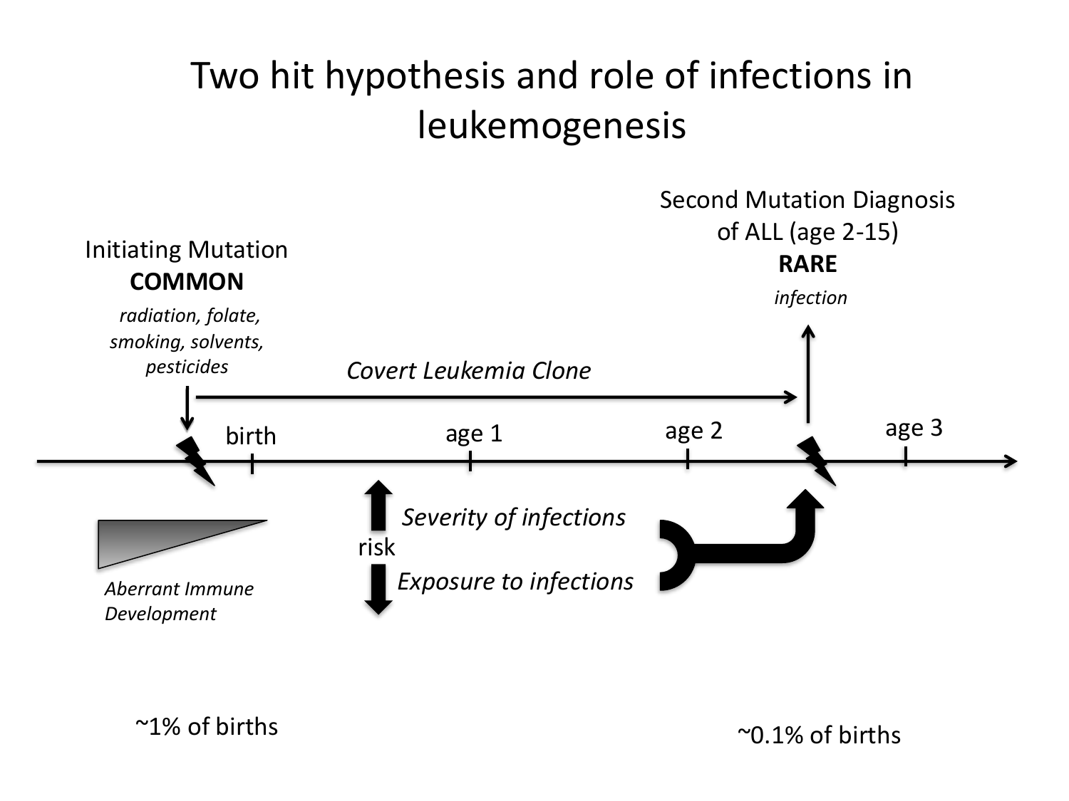# Two hit hypothesis and role of infections in leukemogenesis

Initiating Mutation
**COMMON**
*radiation, folate, smoking, solvents, pesticides*

Covert Leukemia Clone

Second Mutation Diagnosis of ALL (age 2-15)
**RARE**
*infection*

birth

age 1

age 2

age 3

*Aberrant Immune Development*

*Severity of infections*

risk

*Exposure to infections*

~1% of births

~0.1% of births